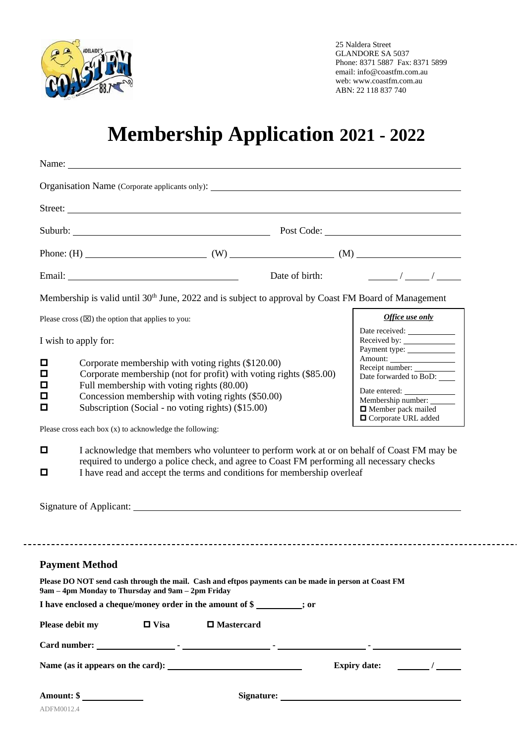25 Naldera Street
GLANDORE SA 5037
Phone: 8371 5887 Fax: 8371 5899
email: info@coastfm.com.au
web: www.coastfm.com.au
ABN: 22 118 837 740

# Membership Application 2021 - 2022

Name: ______________________________

Organisation Name (Corporate applicants only): ______________________________

Street: ______________________________

Suburb: ______________________ Post Code: ______________________

Phone: (H) ______________ (W) ______________ (M) ______________

Email: ______________________ Date of birth: ____ / ____ / ____

Membership is valid until 30th June, 2022 and is subject to approval by Coast FM Board of Management

Please cross (☒) the option that applies to you:

I wish to apply for:

- ☐ Corporate membership with voting rights ($120.00)
- ☐ Corporate membership (not for profit) with voting rights ($85.00)
- ☐ Full membership with voting rights (80.00)
- ☐ Concession membership with voting rights ($50.00)
- ☐ Subscription (Social - no voting rights) ($15.00)

***Office use only***

Date received: ____________
Received by: ____________
Payment type: ____________
Amount: ____________
Receipt number: ____________
Date forwarded to BoD: ____
Date entered: ____________
Membership number: ______
☐ Member pack mailed
☐ Corporate URL added

Please cross each box (x) to acknowledge the following:

- ☐ I acknowledge that members who volunteer to perform work at or on behalf of Coast FM may be required to undergo a police check, and agree to Coast FM performing all necessary checks
- ☐ I have read and accept the terms and conditions for membership overleaf

Signature of Applicant: ______________________________

---

## Payment Method

**Please DO NOT send cash through the mail. Cash and eftpos payments can be made in person at Coast FM 9am – 4pm Monday to Thursday and 9am – 2pm Friday**

**I have enclosed a cheque/money order in the amount of $ __________; or**

**Please debit my** ☐ **Visa** ☐ **Mastercard**

**Card number:** __________ - __________ - __________ - __________

**Name (as it appears on the card):** ______________________ **Expiry date:** ____ / ____

**Amount: $** __________ **Signature:** ______________________

ADFM0012.4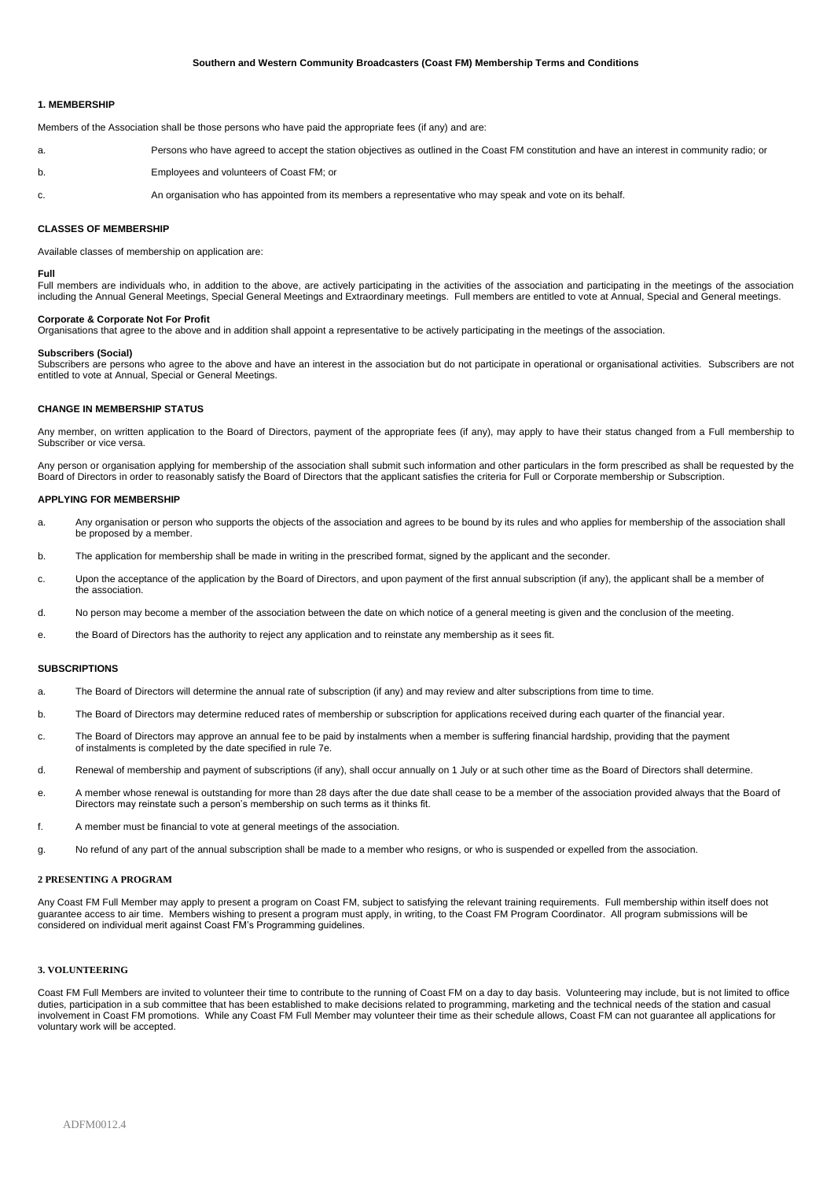**Southern and Western Community Broadcasters (Coast FM) Membership Terms and Conditions**

## 1. MEMBERSHIP

Members of the Association shall be those persons who have paid the appropriate fees (if any) and are:

a. Persons who have agreed to accept the station objectives as outlined in the Coast FM constitution and have an interest in community radio; or

b. Employees and volunteers of Coast FM; or

c. An organisation who has appointed from its members a representative who may speak and vote on its behalf.

### CLASSES OF MEMBERSHIP

Available classes of membership on application are:

**Full**
Full members are individuals who, in addition to the above, are actively participating in the activities of the association and participating in the meetings of the association including the Annual General Meetings, Special General Meetings and Extraordinary meetings. Full members are entitled to vote at Annual, Special and General meetings.

**Corporate & Corporate Not For Profit**
Organisations that agree to the above and in addition shall appoint a representative to be actively participating in the meetings of the association.

**Subscribers (Social)**
Subscribers are persons who agree to the above and have an interest in the association but do not participate in operational or organisational activities. Subscribers are not entitled to vote at Annual, Special or General Meetings.

### CHANGE IN MEMBERSHIP STATUS

Any member, on written application to the Board of Directors, payment of the appropriate fees (if any), may apply to have their status changed from a Full membership to Subscriber or vice versa.

Any person or organisation applying for membership of the association shall submit such information and other particulars in the form prescribed as shall be requested by the Board of Directors in order to reasonably satisfy the Board of Directors that the applicant satisfies the criteria for Full or Corporate membership or Subscription.

### APPLYING FOR MEMBERSHIP

a. Any organisation or person who supports the objects of the association and agrees to be bound by its rules and who applies for membership of the association shall be proposed by a member.

b. The application for membership shall be made in writing in the prescribed format, signed by the applicant and the seconder.

c. Upon the acceptance of the application by the Board of Directors, and upon payment of the first annual subscription (if any), the applicant shall be a member of the association.

d. No person may become a member of the association between the date on which notice of a general meeting is given and the conclusion of the meeting.

e. the Board of Directors has the authority to reject any application and to reinstate any membership as it sees fit.

### SUBSCRIPTIONS

a. The Board of Directors will determine the annual rate of subscription (if any) and may review and alter subscriptions from time to time.

b. The Board of Directors may determine reduced rates of membership or subscription for applications received during each quarter of the financial year.

c. The Board of Directors may approve an annual fee to be paid by instalments when a member is suffering financial hardship, providing that the payment of instalments is completed by the date specified in rule 7e.

d. Renewal of membership and payment of subscriptions (if any), shall occur annually on 1 July or at such other time as the Board of Directors shall determine.

e. A member whose renewal is outstanding for more than 28 days after the due date shall cease to be a member of the association provided always that the Board of Directors may reinstate such a person's membership on such terms as it thinks fit.

f. A member must be financial to vote at general meetings of the association.

g. No refund of any part of the annual subscription shall be made to a member who resigns, or who is suspended or expelled from the association.

## 2 PRESENTING A PROGRAM

Any Coast FM Full Member may apply to present a program on Coast FM, subject to satisfying the relevant training requirements. Full membership within itself does not guarantee access to air time. Members wishing to present a program must apply, in writing, to the Coast FM Program Coordinator. All program submissions will be considered on individual merit against Coast FM's Programming guidelines.

## 3. VOLUNTEERING

Coast FM Full Members are invited to volunteer their time to contribute to the running of Coast FM on a day to day basis. Volunteering may include, but is not limited to office duties, participation in a sub committee that has been established to make decisions related to programming, marketing and the technical needs of the station and casual involvement in Coast FM promotions. While any Coast FM Full Member may volunteer their time as their schedule allows, Coast FM can not guarantee all applications for voluntary work will be accepted.

ADFM0012.4